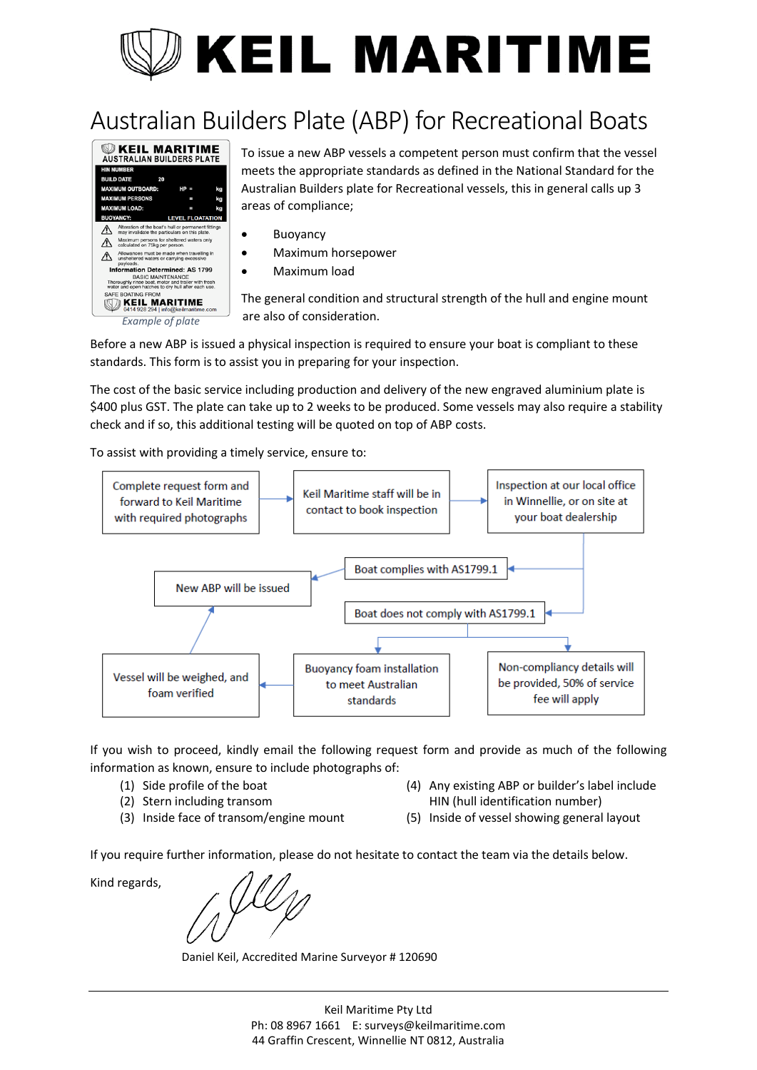# KEIL MARITIME

## Australian Builders Plate (ABP) for Recreational Boats

*Example of plate*

To issue a new ABP vessels a competent person must confirm that the vessel meets the appropriate standards as defined in the National Standard for the Australian Builders plate for Recreational vessels, this in general calls up 3 areas of compliance;

- Buoyancy
- Maximum horsepower
- Maximum load

The general condition and structural strength of the hull and engine mount are also of consideration.

Before a new ABP is issued a physical inspection is required to ensure your boat is compliant to these standards. This form is to assist you in preparing for your inspection.

The cost of the basic service including production and delivery of the new engraved aluminium plate is $400 plus GST. The plate can take up to 2 weeks to be produced. Some vessels may also require a stability check and if so, this additional testing will be quoted on top of ABP costs.

To assist with providing a timely service, ensure to:

1. Complete request form and forward to Keil Maritime with required photographs
2. Keil Maritime staff will be in contact to book inspection
3. Inspection at our local office in Winnellie, or on site at your boat dealership
   - Boat complies with AS1799.1 → New ABP will be issued
   - Boat does not comply with AS1799.1 →
     - Buoyancy foam installation to meet Australian standards → Vessel will be weighed, and foam verified → New ABP will be issued
     - Non-compliancy details will be provided, 50% of service fee will apply

If you wish to proceed, kindly email the following request form and provide as much of the following information as known, ensure to include photographs of:

(1) Side profile of the boat
(2) Stern including transom
(3) Inside face of transom/engine mount
(4) Any existing ABP or builder's label include HIN (hull identification number)
(5) Inside of vessel showing general layout

If you require further information, please do not hesitate to contact the team via the details below.

Kind regards,

Daniel Keil, Accredited Marine Surveyor # 120690

Keil Maritime Pty Ltd
Ph: 08 8967 1661 E: surveys@keilmaritime.com
44 Graffin Crescent, Winnellie NT 0812, Australia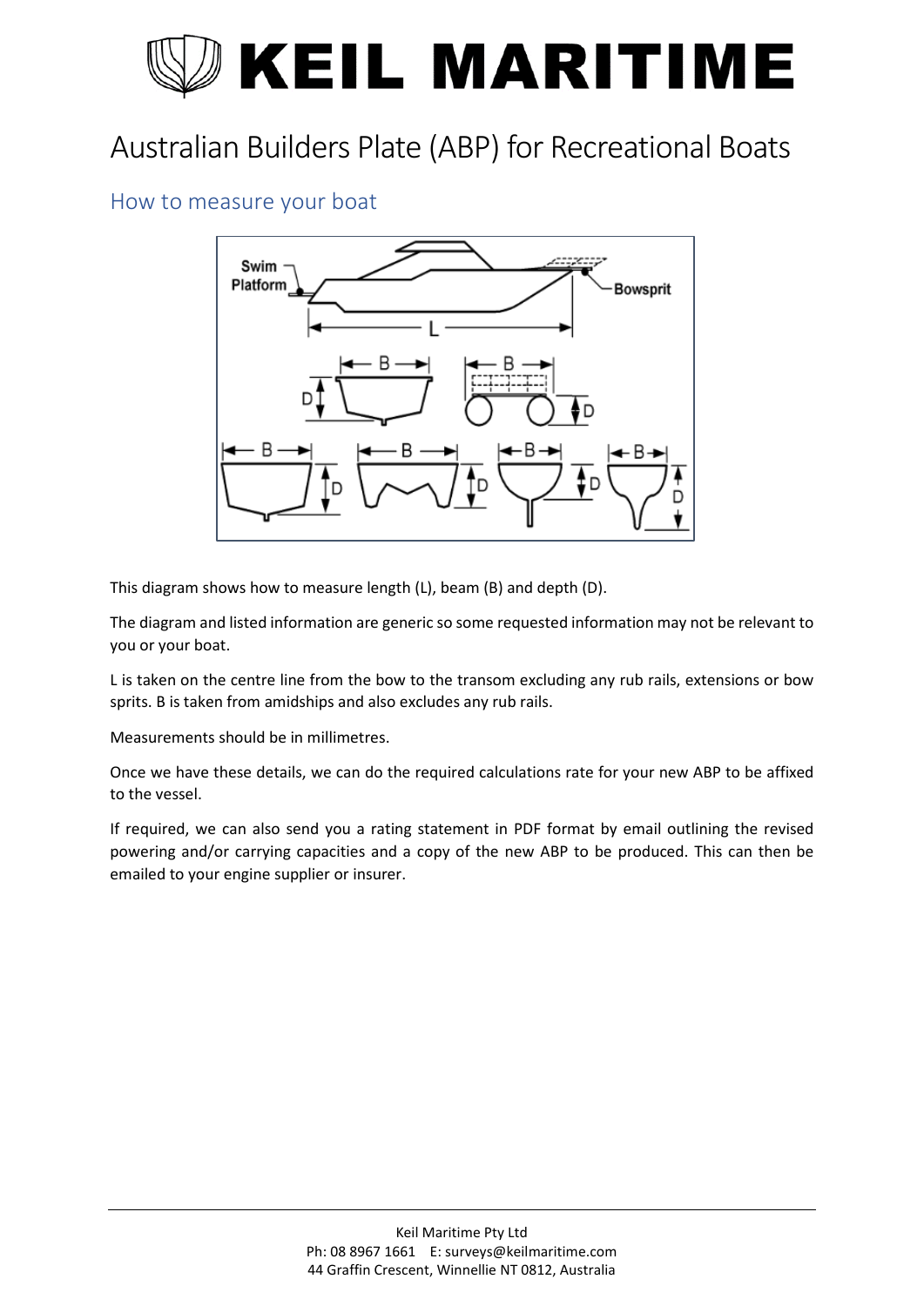# KEIL MARITIME

# Australian Builders Plate (ABP) for Recreational Boats

## How to measure your boat

This diagram shows how to measure length (L), beam (B) and depth (D).

The diagram and listed information are generic so some requested information may not be relevant to you or your boat.

L is taken on the centre line from the bow to the transom excluding any rub rails, extensions or bow sprits. B is taken from amidships and also excludes any rub rails.

Measurements should be in millimetres.

Once we have these details, we can do the required calculations rate for your new ABP to be affixed to the vessel.

If required, we can also send you a rating statement in PDF format by email outlining the revised powering and/or carrying capacities and a copy of the new ABP to be produced. This can then be emailed to your engine supplier or insurer.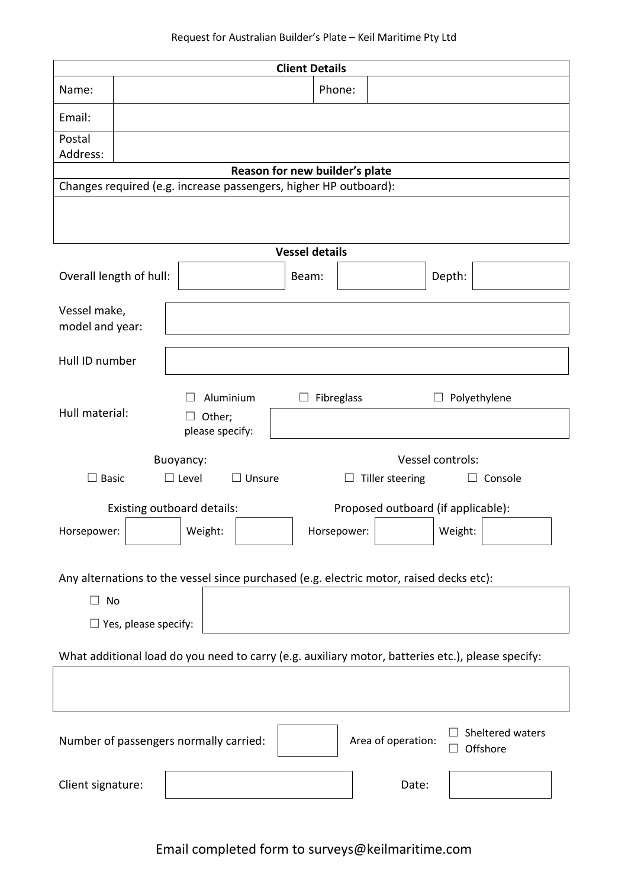# Request for Australian Builder's Plate – Keil Maritime Pty Ltd

| Client Details | | | |
|---|---|---|---|
| Name: | | Phone: | |
| Email: | | | |
| Postal Address: | | | |

**Reason for new builder's plate**

Changes required (e.g. increase passengers, higher HP outboard):

## Vessel details

| | | | | | |
|---|---|---|---|---|---|
| Overall length of hull: | | Beam: | | Depth: | |

Vessel make, model and year:

Hull ID number

Hull material:

☐ Aluminium ☐ Fibreglass ☐ Polyethylene

☐ Other; please specify:

Buoyancy:

☐ Basic ☐ Level ☐ Unsure

Vessel controls:

☐ Tiller steering ☐ Console

| Existing outboard details: | | | | Proposed outboard (if applicable): | | | |
|---|---|---|---|---|---|---|---|
| Horsepower: | | Weight: | | Horsepower: | | Weight: | |

Any alternations to the vessel since purchased (e.g. electric motor, raised decks etc):

☐ No

☐ Yes, please specify:

What additional load do you need to carry (e.g. auxiliary motor, batteries etc.), please specify:

Number of passengers normally carried:

Area of operation:

☐ Sheltered waters

☐ Offshore

Client signature:

Date:

Email completed form to surveys@keilmaritime.com